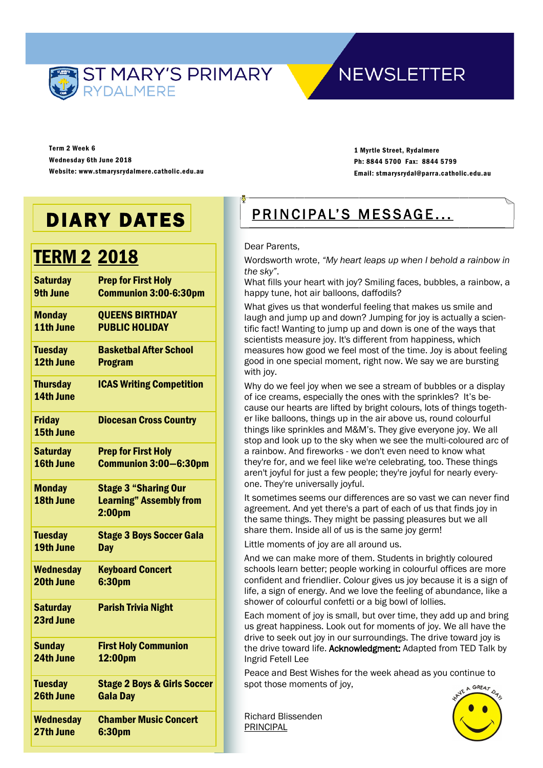# ST MARY'S PRIMARY RYDALMERE

# NEWSLETTER

**Term 2 Week 6**
**Wednesday 6th June 2018**
**Website: www.stmarysrydalmere.catholic.edu.au**

**1 Myrtle Street, Rydalmere**
**Ph: 8844 5700 Fax: 8844 5799**
**Email: stmarysrydal@parra.catholic.edu.au**

## DIARY DATES

### TERM 2 2018

| Date | Event |
|---|---|
| **Saturday 9th June** | **Prep for First Holy Communion 3:00-6:30pm** |
| **Monday 11th June** | **QUEENS BIRTHDAY PUBLIC HOLIDAY** |
| **Tuesday 12th June** | **Basketbal After School Program** |
| **Thursday 14th June** | **ICAS Writing Competition** |
| **Friday 15th June** | **Diocesan Cross Country** |
| **Saturday 16th June** | **Prep for First Holy Communion 3:00—6:30pm** |
| **Monday 18th June** | **Stage 3 "Sharing Our Learning" Assembly from 2:00pm** |
| **Tuesday 19th June** | **Stage 3 Boys Soccer Gala Day** |
| **Wednesday 20th June** | **Keyboard Concert 6:30pm** |
| **Saturday 23rd June** | **Parish Trivia Night** |
| **Sunday 24th June** | **First Holy Communion 12:00pm** |
| **Tuesday 26th June** | **Stage 2 Boys & Girls Soccer Gala Day** |
| **Wednesday 27th June** | **Chamber Music Concert 6:30pm** |

## PRINCIPAL'S MESSAGE...

Dear Parents,

Wordsworth wrote, *"My heart leaps up when I behold a rainbow in the sky"*.

What fills your heart with joy? Smiling faces, bubbles, a rainbow, a happy tune, hot air balloons, daffodils?

What gives us that wonderful feeling that makes us smile and laugh and jump up and down? Jumping for joy is actually a scientific fact! Wanting to jump up and down is one of the ways that scientists measure joy. It's different from happiness, which measures how good we feel most of the time. Joy is about feeling good in one special moment, right now. We say we are bursting with joy.

Why do we feel joy when we see a stream of bubbles or a display of ice creams, especially the ones with the sprinkles? It's because our hearts are lifted by bright colours, lots of things together like balloons, things up in the air above us, round colourful things like sprinkles and M&M's. They give everyone joy. We all stop and look up to the sky when we see the multi-coloured arc of a rainbow. And fireworks - we don't even need to know what they're for, and we feel like we're celebrating, too. These things aren't joyful for just a few people; they're joyful for nearly everyone. They're universally joyful.

It sometimes seems our differences are so vast we can never find agreement. And yet there's a part of each of us that finds joy in the same things. They might be passing pleasures but we all share them. Inside all of us is the same joy germ!

Little moments of joy are all around us.

And we can make more of them. Students in brightly coloured schools learn better; people working in colourful offices are more confident and friendlier. Colour gives us joy because it is a sign of life, a sign of energy. And we love the feeling of abundance, like a shower of colourful confetti or a big bowl of lollies.

Each moment of joy is small, but over time, they add up and bring us great happiness. Look out for moments of joy. We all have the drive to seek out joy in our surroundings. The drive toward joy is the drive toward life. Acknowledgment: Adapted from TED Talk by Ingrid Fetell Lee

Peace and Best Wishes for the week ahead as you continue to spot those moments of joy,

Richard Blissenden
PRINCIPAL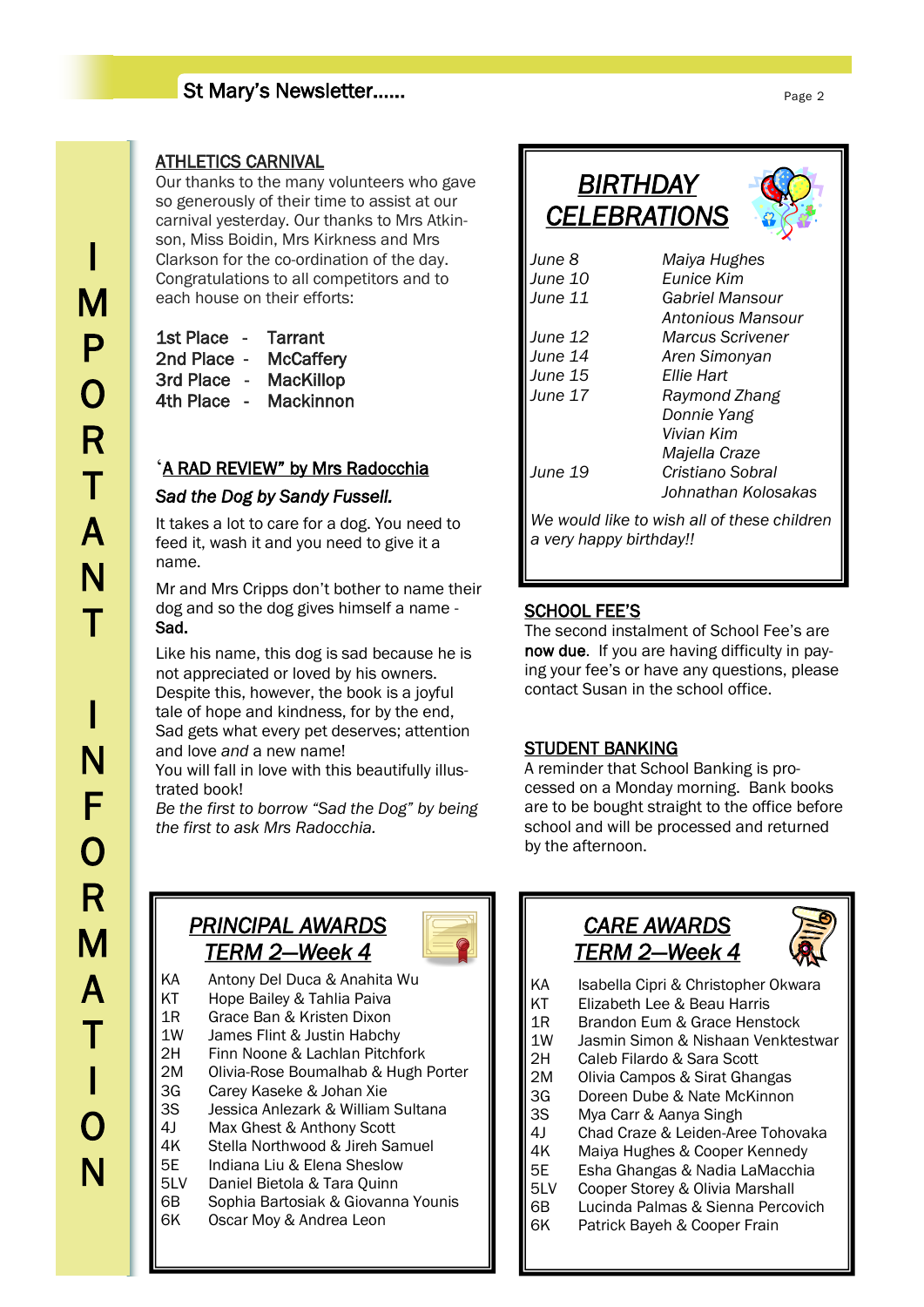IMPORTANT INFORMATION

## ATHLETICS CARNIVAL

Our thanks to the many volunteers who gave so generously of their time to assist at our carnival yesterday. Our thanks to Mrs Atkinson, Miss Boidin, Mrs Kirkness and Mrs Clarkson for the co-ordination of the day. Congratulations to all competitors and to each house on their efforts:

| | |
|---|---|
| 1st Place - | Tarrant |
| 2nd Place - | McCaffery |
| 3rd Place - | MacKillop |
| 4th Place - | Mackinnon |

## 'A RAD REVIEW" by Mrs Radocchia

***Sad the Dog by Sandy Fussell.***

It takes a lot to care for a dog. You need to feed it, wash it and you need to give it a name.

Mr and Mrs Cripps don't bother to name their dog and so the dog gives himself a name - **Sad.**

Like his name, this dog is sad because he is not appreciated or loved by his owners. Despite this, however, the book is a joyful tale of hope and kindness, for by the end, Sad gets what every pet deserves; attention and love *and* a new name!

You will fall in love with this beautifully illustrated book!

*Be the first to borrow "Sad the Dog" by being the first to ask Mrs Radocchia.*

## *BIRTHDAY CELEBRATIONS*

| | |
|---|---|
| *June 8* | *Maiya Hughes* |
| *June 10* | *Eunice Kim* |
| *June 11* | *Gabriel Mansour* |
| | *Antonious Mansour* |
| *June 12* | *Marcus Scrivener* |
| *June 14* | *Aren Simonyan* |
| *June 15* | *Ellie Hart* |
| *June 17* | *Raymond Zhang* |
| | *Donnie Yang* |
| | *Vivian Kim* |
| | *Majella Craze* |
| *June 19* | *Cristiano Sobral* |
| | *Johnathan Kolosakas* |

*We would like to wish all of these children a very happy birthday!!*

## SCHOOL FEE'S

The second instalment of School Fee's are **now due**. If you are having difficulty in paying your fee's or have any questions, please contact Susan in the school office.

## STUDENT BANKING

A reminder that School Banking is processed on a Monday morning. Bank books are to be bought straight to the office before school and will be processed and returned by the afternoon.

## *PRINCIPAL AWARDS TERM 2—Week 4*

| | |
|---|---|
| KA | Antony Del Duca & Anahita Wu |
| KT | Hope Bailey & Tahlia Paiva |
| 1R | Grace Ban & Kristen Dixon |
| 1W | James Flint & Justin Habchy |
| 2H | Finn Noone & Lachlan Pitchfork |
| 2M | Olivia-Rose Boumalhab & Hugh Porter |
| 3G | Carey Kaseke & Johan Xie |
| 3S | Jessica Anlezark & William Sultana |
| 4J | Max Ghest & Anthony Scott |
| 4K | Stella Northwood & Jireh Samuel |
| 5E | Indiana Liu & Elena Sheslow |
| 5LV | Daniel Bietola & Tara Quinn |
| 6B | Sophia Bartosiak & Giovanna Younis |
| 6K | Oscar Moy & Andrea Leon |

## *CARE AWARDS TERM 2—Week 4*

| | |
|---|---|
| KA | Isabella Cipri & Christopher Okwara |
| KT | Elizabeth Lee & Beau Harris |
| 1R | Brandon Eum & Grace Henstock |
| 1W | Jasmin Simon & Nishaan Venktestwar |
| 2H | Caleb Filardo & Sara Scott |
| 2M | Olivia Campos & Sirat Ghangas |
| 3G | Doreen Dube & Nate McKinnon |
| 3S | Mya Carr & Aanya Singh |
| 4J | Chad Craze & Leiden-Aree Tohovaka |
| 4K | Maiya Hughes & Cooper Kennedy |
| 5E | Esha Ghangas & Nadia LaMacchia |
| 5LV | Cooper Storey & Olivia Marshall |
| 6B | Lucinda Palmas & Sienna Percovich |
| 6K | Patrick Bayeh & Cooper Frain |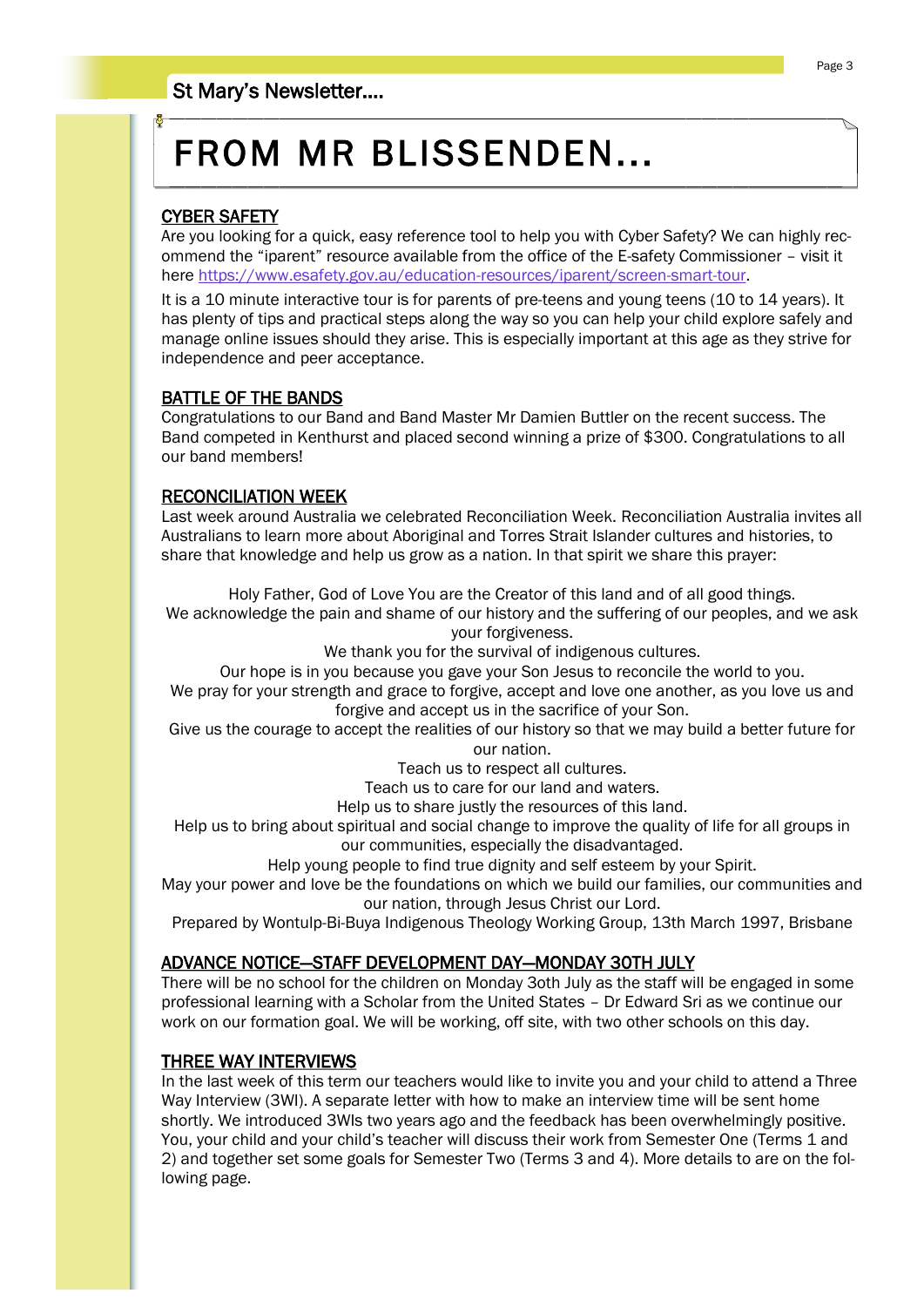# FROM MR BLISSENDEN...

## CYBER SAFETY

Are you looking for a quick, easy reference tool to help you with Cyber Safety? We can highly recommend the "iparent" resource available from the office of the E-safety Commissioner – visit it here https://www.esafety.gov.au/education-resources/iparent/screen-smart-tour.

It is a 10 minute interactive tour is for parents of pre-teens and young teens (10 to 14 years). It has plenty of tips and practical steps along the way so you can help your child explore safely and manage online issues should they arise. This is especially important at this age as they strive for independence and peer acceptance.

## BATTLE OF THE BANDS

Congratulations to our Band and Band Master Mr Damien Buttler on the recent success. The Band competed in Kenthurst and placed second winning a prize of $300. Congratulations to all our band members!

## RECONCILIATION WEEK

Last week around Australia we celebrated Reconciliation Week. Reconciliation Australia invites all Australians to learn more about Aboriginal and Torres Strait Islander cultures and histories, to share that knowledge and help us grow as a nation. In that spirit we share this prayer:

Holy Father, God of Love You are the Creator of this land and of all good things.
We acknowledge the pain and shame of our history and the suffering of our peoples, and we ask your forgiveness.
We thank you for the survival of indigenous cultures.
Our hope is in you because you gave your Son Jesus to reconcile the world to you.
We pray for your strength and grace to forgive, accept and love one another, as you love us and forgive and accept us in the sacrifice of your Son.
Give us the courage to accept the realities of our history so that we may build a better future for our nation.
Teach us to respect all cultures.
Teach us to care for our land and waters.
Help us to share justly the resources of this land.
Help us to bring about spiritual and social change to improve the quality of life for all groups in our communities, especially the disadvantaged.
Help young people to find true dignity and self esteem by your Spirit.
May your power and love be the foundations on which we build our families, our communities and our nation, through Jesus Christ our Lord.
Prepared by Wontulp-Bi-Buya Indigenous Theology Working Group, 13th March 1997, Brisbane

## ADVANCE NOTICE—STAFF DEVELOPMENT DAY—MONDAY 30TH JULY

There will be no school for the children on Monday 3oth July as the staff will be engaged in some professional learning with a Scholar from the United States – Dr Edward Sri as we continue our work on our formation goal. We will be working, off site, with two other schools on this day.

## THREE WAY INTERVIEWS

In the last week of this term our teachers would like to invite you and your child to attend a Three Way Interview (3WI). A separate letter with how to make an interview time will be sent home shortly. We introduced 3WIs two years ago and the feedback has been overwhelmingly positive. You, your child and your child's teacher will discuss their work from Semester One (Terms 1 and 2) and together set some goals for Semester Two (Terms 3 and 4). More details to are on the following page.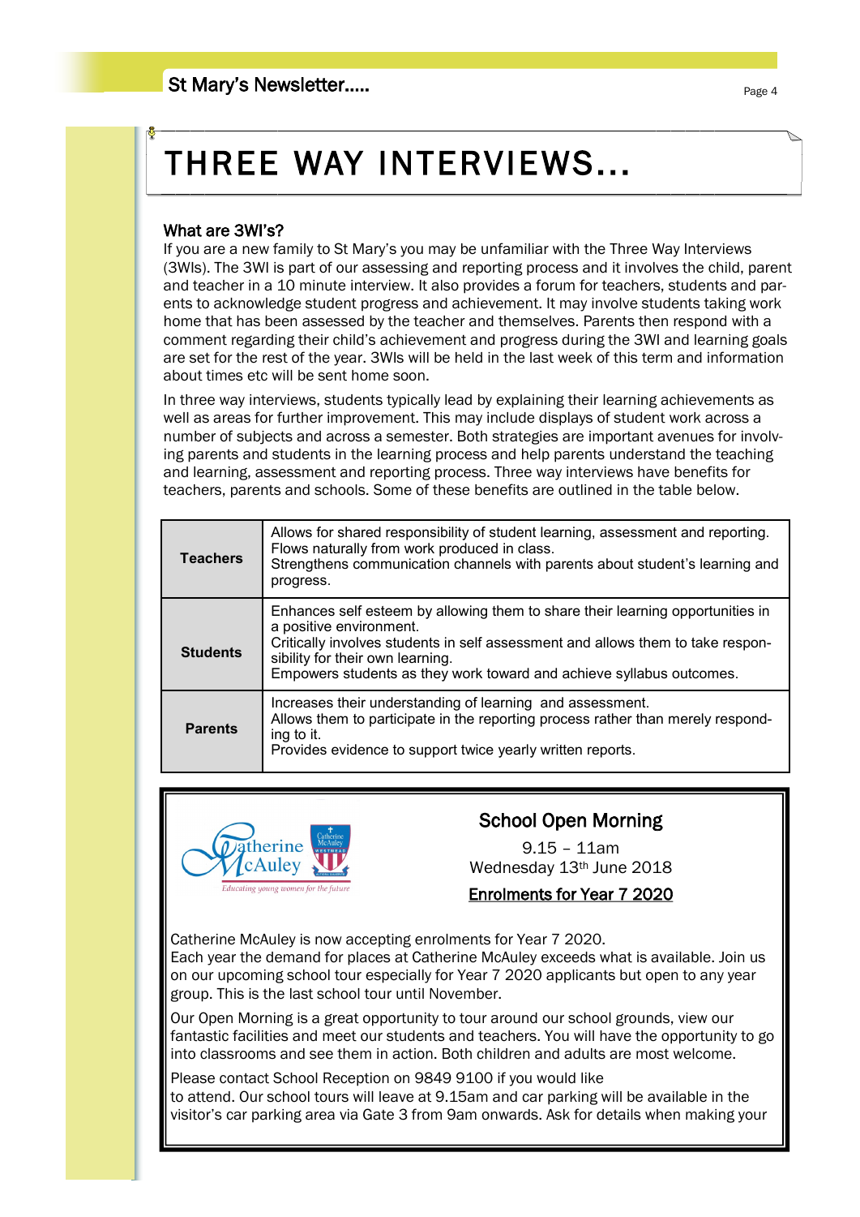# THREE WAY INTERVIEWS…

### What are 3WI's?

If you are a new family to St Mary's you may be unfamiliar with the Three Way Interviews (3WIs). The 3WI is part of our assessing and reporting process and it involves the child, parent and teacher in a 10 minute interview. It also provides a forum for teachers, students and parents to acknowledge student progress and achievement. It may involve students taking work home that has been assessed by the teacher and themselves. Parents then respond with a comment regarding their child's achievement and progress during the 3WI and learning goals are set for the rest of the year. 3WIs will be held in the last week of this term and information about times etc will be sent home soon.

In three way interviews, students typically lead by explaining their learning achievements as well as areas for further improvement. This may include displays of student work across a number of subjects and across a semester. Both strategies are important avenues for involving parents and students in the learning process and help parents understand the teaching and learning, assessment and reporting process. Three way interviews have benefits for teachers, parents and schools. Some of these benefits are outlined in the table below.

| | |
|---|---|
| **Teachers** | Allows for shared responsibility of student learning, assessment and reporting.<br>Flows naturally from work produced in class.<br>Strengthens communication channels with parents about student's learning and progress. |
| **Students** | Enhances self esteem by allowing them to share their learning opportunities in a positive environment.<br>Critically involves students in self assessment and allows them to take responsibility for their own learning.<br>Empowers students as they work toward and achieve syllabus outcomes. |
| **Parents** | Increases their understanding of learning and assessment.<br>Allows them to participate in the reporting process rather than merely responding to it.<br>Provides evidence to support twice yearly written reports. |

Catherine McAuley

*Educating young women for the future*

## School Open Morning

9.15 – 11am
Wednesday 13th June 2018

**Enrolments for Year 7 2020**

Catherine McAuley is now accepting enrolments for Year 7 2020.
Each year the demand for places at Catherine McAuley exceeds what is available. Join us on our upcoming school tour especially for Year 7 2020 applicants but open to any year group. This is the last school tour until November.

Our Open Morning is a great opportunity to tour around our school grounds, view our fantastic facilities and meet our students and teachers. You will have the opportunity to go into classrooms and see them in action. Both children and adults are most welcome.

Please contact School Reception on 9849 9100 if you would like to attend. Our school tours will leave at 9.15am and car parking will be available in the visitor's car parking area via Gate 3 from 9am onwards. Ask for details when making your